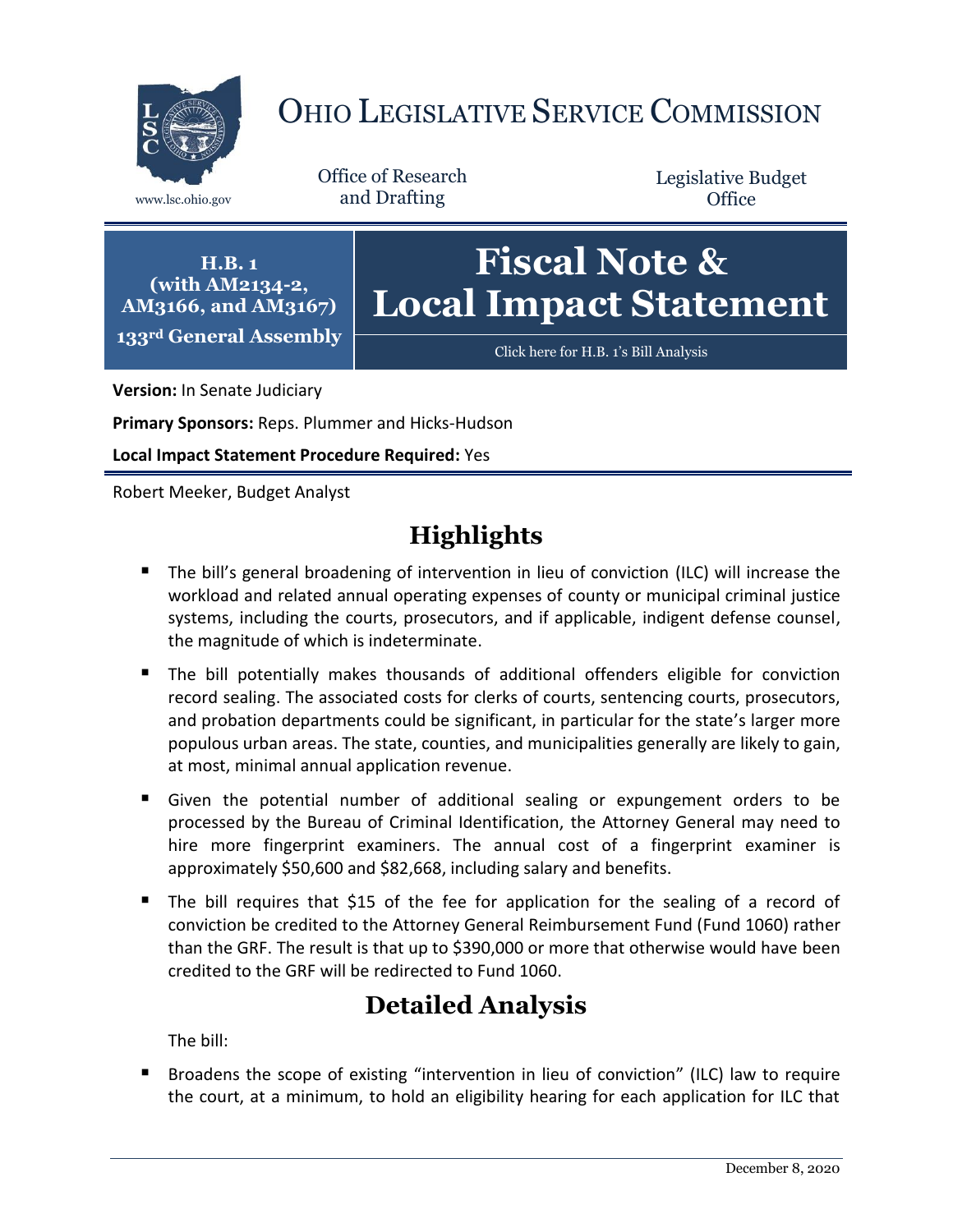# OHIO LEGISLATIVE SERVICE COMMISSION

www.lsc.ohio.gov

Office of Research and Drafting

Legislative Budget Office

**H.B. 1 (with AM2134-2, AM3166, and AM3167)**
**133rd General Assembly**

# Fiscal Note & Local Impact Statement

Click here for H.B. 1's Bill Analysis

**Version:** In Senate Judiciary

**Primary Sponsors:** Reps. Plummer and Hicks-Hudson

**Local Impact Statement Procedure Required:** Yes

Robert Meeker, Budget Analyst

## Highlights

- The bill's general broadening of intervention in lieu of conviction (ILC) will increase the workload and related annual operating expenses of county or municipal criminal justice systems, including the courts, prosecutors, and if applicable, indigent defense counsel, the magnitude of which is indeterminate.
- The bill potentially makes thousands of additional offenders eligible for conviction record sealing. The associated costs for clerks of courts, sentencing courts, prosecutors, and probation departments could be significant, in particular for the state's larger more populous urban areas. The state, counties, and municipalities generally are likely to gain, at most, minimal annual application revenue.
- Given the potential number of additional sealing or expungement orders to be processed by the Bureau of Criminal Identification, the Attorney General may need to hire more fingerprint examiners. The annual cost of a fingerprint examiner is approximately $50,600 and $82,668, including salary and benefits.
- The bill requires that $15 of the fee for application for the sealing of a record of conviction be credited to the Attorney General Reimbursement Fund (Fund 1060) rather than the GRF. The result is that up to $390,000 or more that otherwise would have been credited to the GRF will be redirected to Fund 1060.

## Detailed Analysis

The bill:

- Broadens the scope of existing "intervention in lieu of conviction" (ILC) law to require the court, at a minimum, to hold an eligibility hearing for each application for ILC that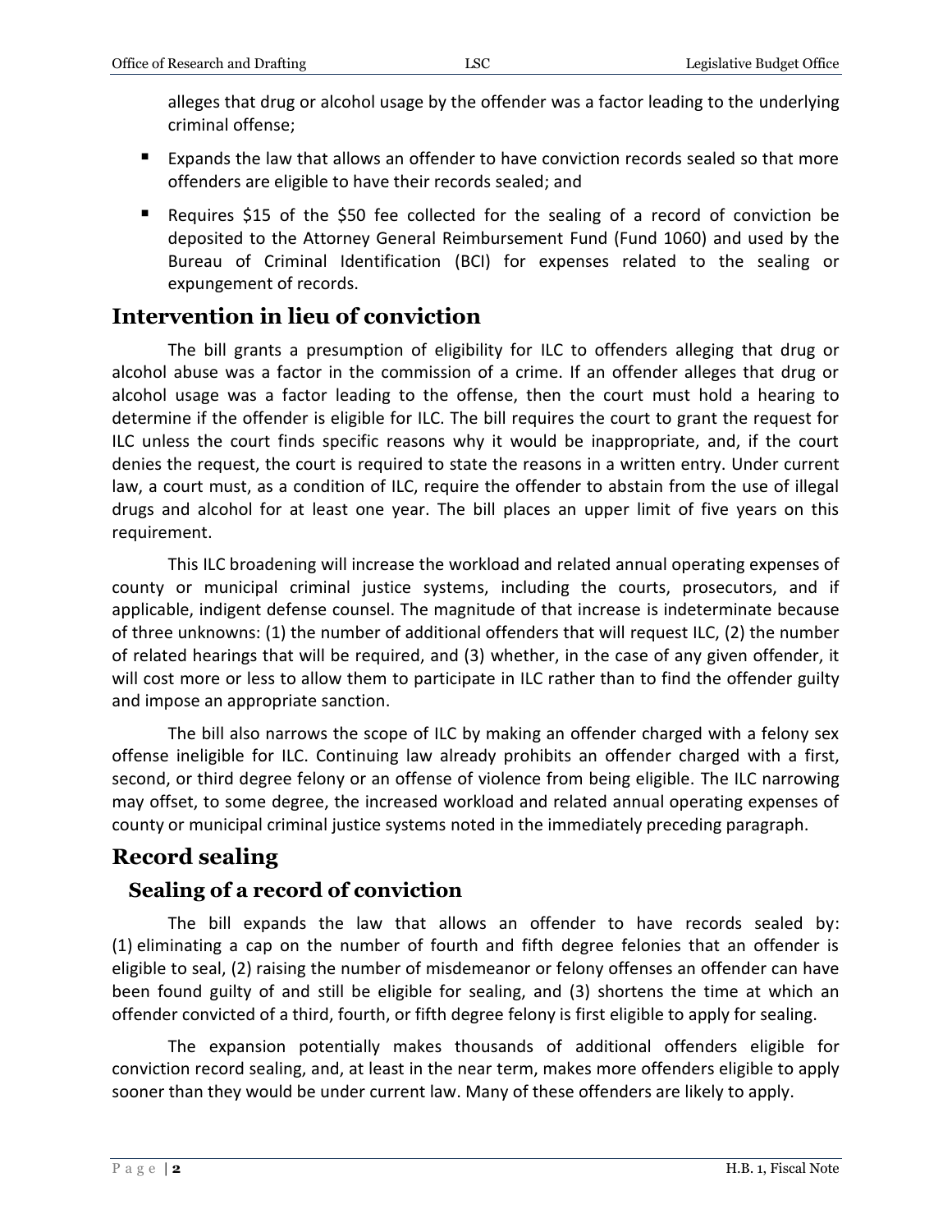alleges that drug or alcohol usage by the offender was a factor leading to the underlying criminal offense;

- Expands the law that allows an offender to have conviction records sealed so that more offenders are eligible to have their records sealed; and
- Requires $15 of the $50 fee collected for the sealing of a record of conviction be deposited to the Attorney General Reimbursement Fund (Fund 1060) and used by the Bureau of Criminal Identification (BCI) for expenses related to the sealing or expungement of records.

## Intervention in lieu of conviction

The bill grants a presumption of eligibility for ILC to offenders alleging that drug or alcohol abuse was a factor in the commission of a crime. If an offender alleges that drug or alcohol usage was a factor leading to the offense, then the court must hold a hearing to determine if the offender is eligible for ILC. The bill requires the court to grant the request for ILC unless the court finds specific reasons why it would be inappropriate, and, if the court denies the request, the court is required to state the reasons in a written entry. Under current law, a court must, as a condition of ILC, require the offender to abstain from the use of illegal drugs and alcohol for at least one year. The bill places an upper limit of five years on this requirement.

This ILC broadening will increase the workload and related annual operating expenses of county or municipal criminal justice systems, including the courts, prosecutors, and if applicable, indigent defense counsel. The magnitude of that increase is indeterminate because of three unknowns: (1) the number of additional offenders that will request ILC, (2) the number of related hearings that will be required, and (3) whether, in the case of any given offender, it will cost more or less to allow them to participate in ILC rather than to find the offender guilty and impose an appropriate sanction.

The bill also narrows the scope of ILC by making an offender charged with a felony sex offense ineligible for ILC. Continuing law already prohibits an offender charged with a first, second, or third degree felony or an offense of violence from being eligible. The ILC narrowing may offset, to some degree, the increased workload and related annual operating expenses of county or municipal criminal justice systems noted in the immediately preceding paragraph.

## Record sealing

### Sealing of a record of conviction

The bill expands the law that allows an offender to have records sealed by: (1) eliminating a cap on the number of fourth and fifth degree felonies that an offender is eligible to seal, (2) raising the number of misdemeanor or felony offenses an offender can have been found guilty of and still be eligible for sealing, and (3) shortens the time at which an offender convicted of a third, fourth, or fifth degree felony is first eligible to apply for sealing.

The expansion potentially makes thousands of additional offenders eligible for conviction record sealing, and, at least in the near term, makes more offenders eligible to apply sooner than they would be under current law. Many of these offenders are likely to apply.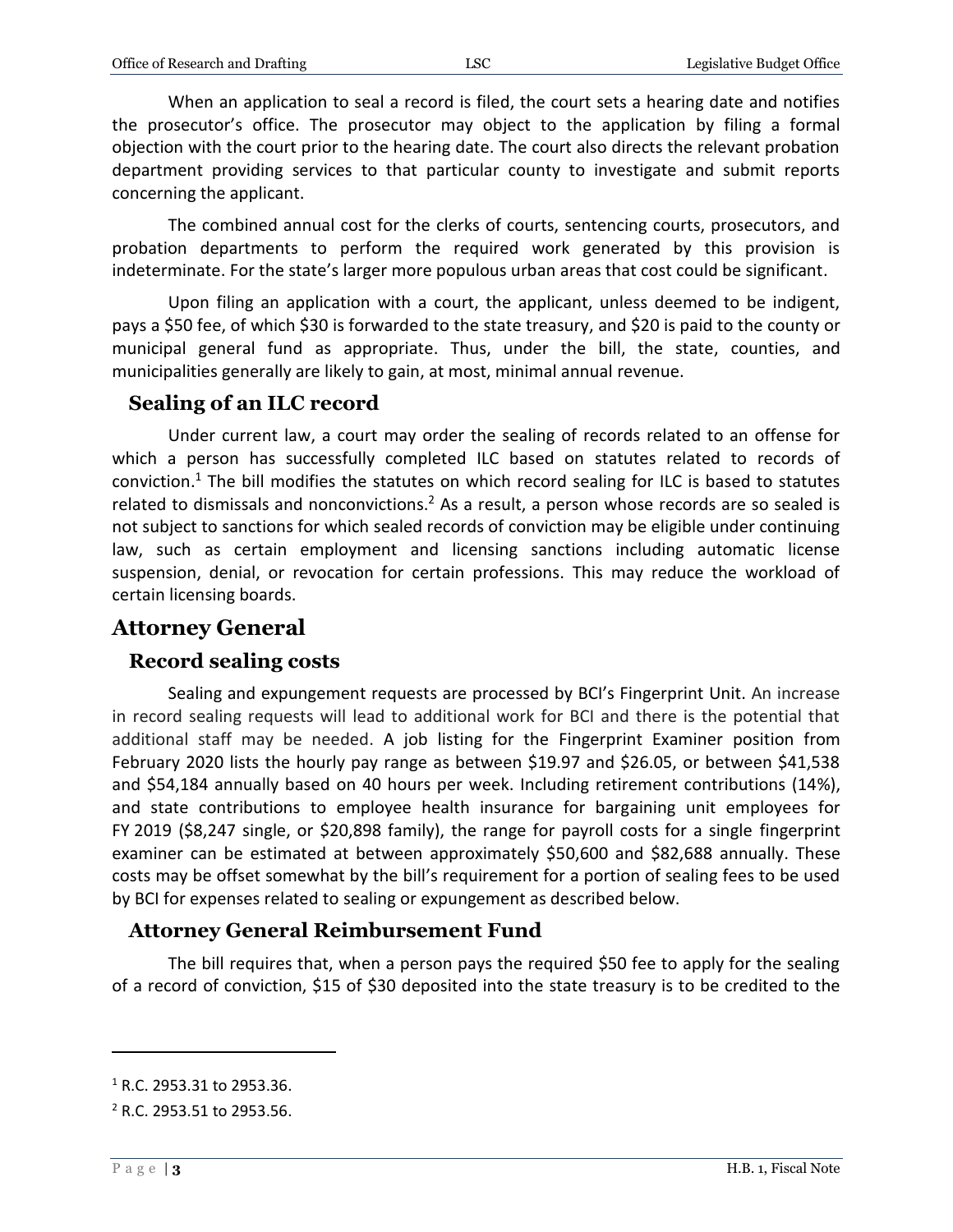When an application to seal a record is filed, the court sets a hearing date and notifies the prosecutor's office. The prosecutor may object to the application by filing a formal objection with the court prior to the hearing date. The court also directs the relevant probation department providing services to that particular county to investigate and submit reports concerning the applicant.

The combined annual cost for the clerks of courts, sentencing courts, prosecutors, and probation departments to perform the required work generated by this provision is indeterminate. For the state's larger more populous urban areas that cost could be significant.

Upon filing an application with a court, the applicant, unless deemed to be indigent, pays a $50 fee, of which $30 is forwarded to the state treasury, and $20 is paid to the county or municipal general fund as appropriate. Thus, under the bill, the state, counties, and municipalities generally are likely to gain, at most, minimal annual revenue.

### Sealing of an ILC record

Under current law, a court may order the sealing of records related to an offense for which a person has successfully completed ILC based on statutes related to records of conviction.[1] The bill modifies the statutes on which record sealing for ILC is based to statutes related to dismissals and nonconvictions.[2] As a result, a person whose records are so sealed is not subject to sanctions for which sealed records of conviction may be eligible under continuing law, such as certain employment and licensing sanctions including automatic license suspension, denial, or revocation for certain professions. This may reduce the workload of certain licensing boards.

## Attorney General

### Record sealing costs

Sealing and expungement requests are processed by BCI's Fingerprint Unit. An increase in record sealing requests will lead to additional work for BCI and there is the potential that additional staff may be needed. A job listing for the Fingerprint Examiner position from February 2020 lists the hourly pay range as between $19.97 and $26.05, or between $41,538 and $54,184 annually based on 40 hours per week. Including retirement contributions (14%), and state contributions to employee health insurance for bargaining unit employees for FY 2019 ($8,247 single, or $20,898 family), the range for payroll costs for a single fingerprint examiner can be estimated at between approximately $50,600 and $82,688 annually. These costs may be offset somewhat by the bill's requirement for a portion of sealing fees to be used by BCI for expenses related to sealing or expungement as described below.

### Attorney General Reimbursement Fund

The bill requires that, when a person pays the required $50 fee to apply for the sealing of a record of conviction, $15 of $30 deposited into the state treasury is to be credited to the

---

[1] R.C. 2953.31 to 2953.36.

[2] R.C. 2953.51 to 2953.56.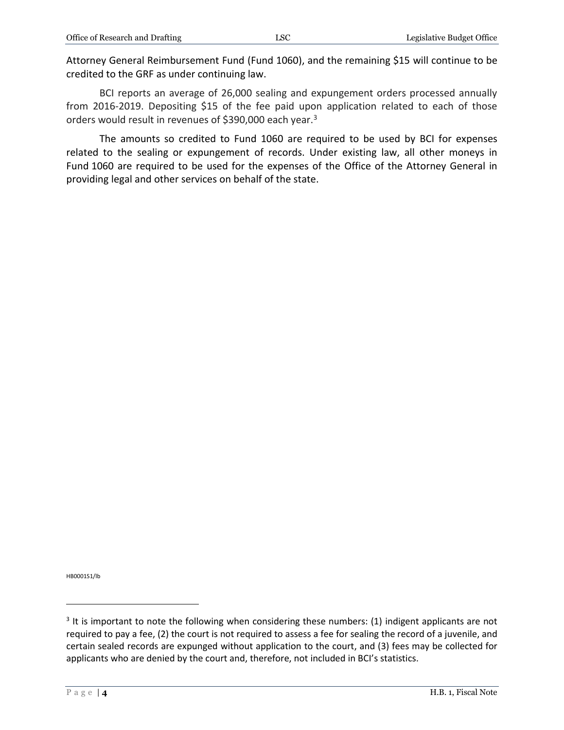Attorney General Reimbursement Fund (Fund 1060), and the remaining $15 will continue to be credited to the GRF as under continuing law.

BCI reports an average of 26,000 sealing and expungement orders processed annually from 2016-2019. Depositing $15 of the fee paid upon application related to each of those orders would result in revenues of $390,000 each year.[3]

The amounts so credited to Fund 1060 are required to be used by BCI for expenses related to the sealing or expungement of records. Under existing law, all other moneys in Fund 1060 are required to be used for the expenses of the Office of the Attorney General in providing legal and other services on behalf of the state.

HB0001S1/lb

[3] It is important to note the following when considering these numbers: (1) indigent applicants are not required to pay a fee, (2) the court is not required to assess a fee for sealing the record of a juvenile, and certain sealed records are expunged without application to the court, and (3) fees may be collected for applicants who are denied by the court and, therefore, not included in BCI's statistics.